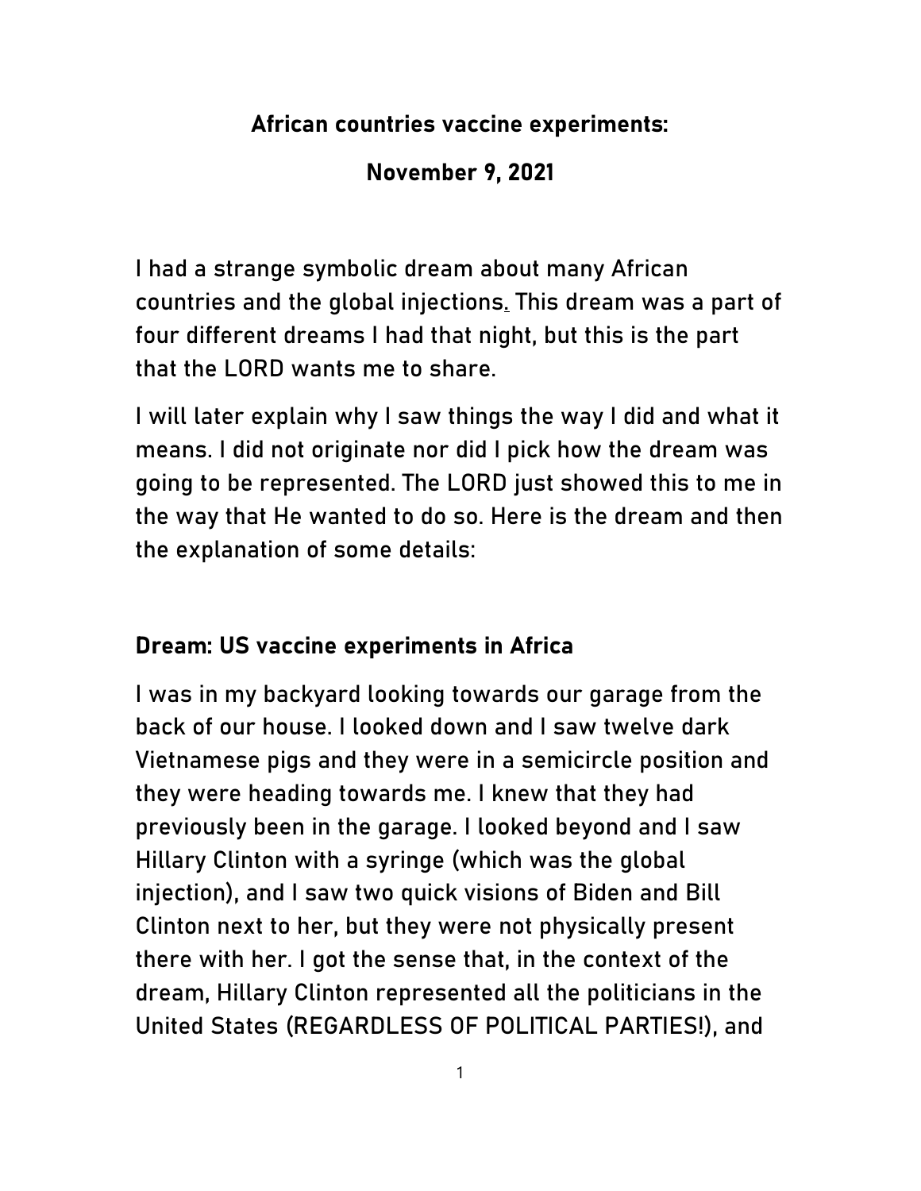**African countries vaccine experiments:**

**November 9, 2021**

I had a strange symbolic dream about many African countries and the global injections. This dream was a part of four different dreams I had that night, but this is the part that the LORD wants me to share.

I will later explain why I saw things the way I did and what it means. I did not originate nor did I pick how the dream was going to be represented. The LORD just showed this to me in the way that He wanted to do so. Here is the dream and then the explanation of some details:

## Dream: US vaccine experiments in Africa

I was in my backyard looking towards our garage from the back of our house. I looked down and I saw twelve dark Vietnamese pigs and they were in a semicircle position and they were heading towards me. I knew that they had previously been in the garage. I looked beyond and I saw Hillary Clinton with a syringe (which was the global injection), and I saw two quick visions of Biden and Bill Clinton next to her, but they were not physically present there with her. I got the sense that, in the context of the dream, Hillary Clinton represented all the politicians in the United States (REGARDLESS OF POLITICAL PARTIES!), and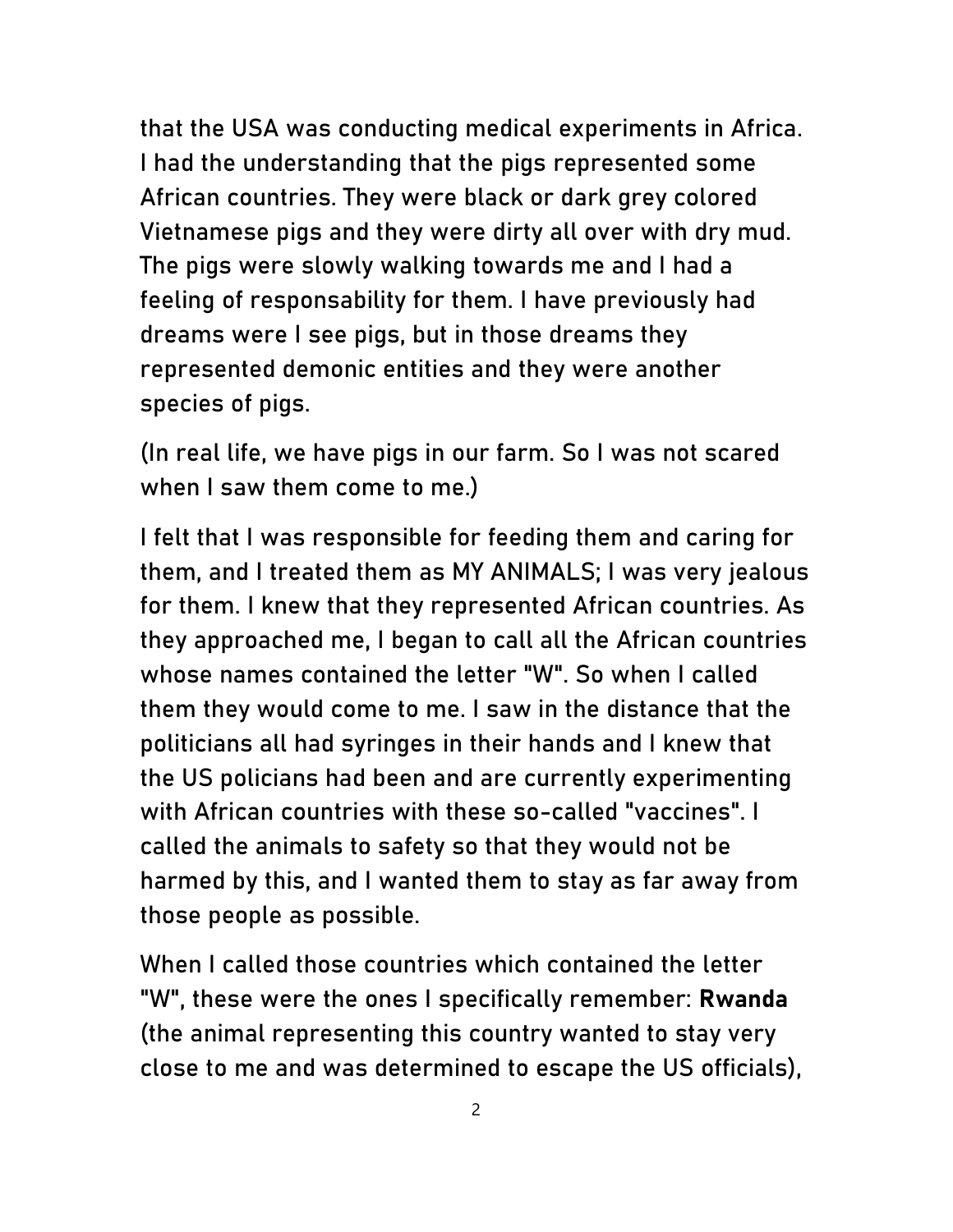that the USA was conducting medical experiments in Africa. I had the understanding that the pigs represented some African countries. They were black or dark grey colored Vietnamese pigs and they were dirty all over with dry mud. The pigs were slowly walking towards me and I had a feeling of responsability for them. I have previously had dreams were I see pigs, but in those dreams they represented demonic entities and they were another species of pigs.

(In real life, we have pigs in our farm. So I was not scared when I saw them come to me.)

I felt that I was responsible for feeding them and caring for them, and I treated them as MY ANIMALS; I was very jealous for them. I knew that they represented African countries. As they approached me, I began to call all the African countries whose names contained the letter "W". So when I called them they would come to me. I saw in the distance that the politicians all had syringes in their hands and I knew that the US policians had been and are currently experimenting with African countries with these so-called "vaccines". I called the animals to safety so that they would not be harmed by this, and I wanted them to stay as far away from those people as possible.

When I called those countries which contained the letter "W", these were the ones I specifically remember: **Rwanda** (the animal representing this country wanted to stay very close to me and was determined to escape the US officials),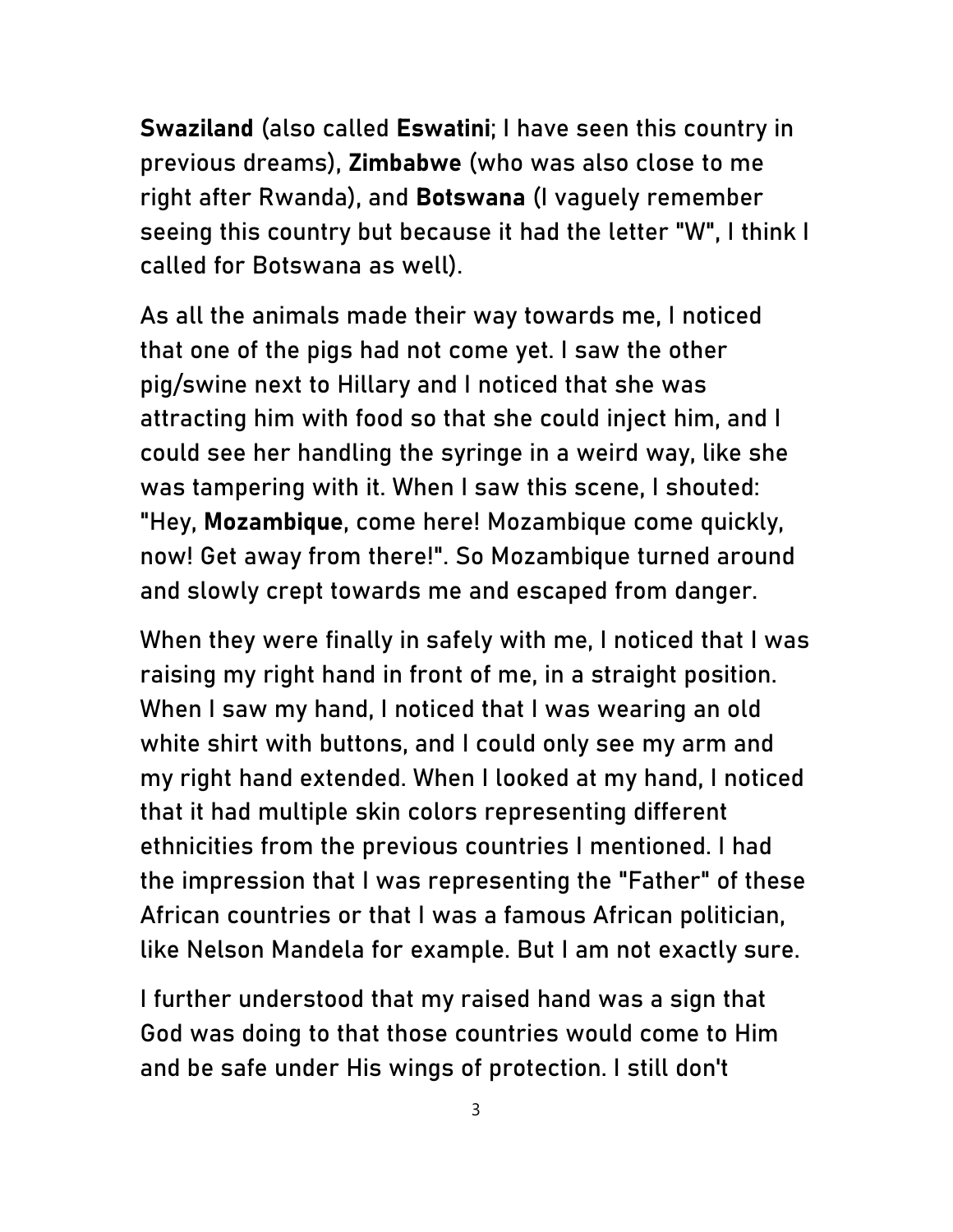**Swaziland** (also called **Eswatini**; I have seen this country in previous dreams), **Zimbabwe** (who was also close to me right after Rwanda), and **Botswana** (I vaguely remember seeing this country but because it had the letter "W", I think I called for Botswana as well).

As all the animals made their way towards me, I noticed that one of the pigs had not come yet. I saw the other pig/swine next to Hillary and I noticed that she was attracting him with food so that she could inject him, and I could see her handling the syringe in a weird way, like she was tampering with it. When I saw this scene, I shouted: "Hey, **Mozambique**, come here! Mozambique come quickly, now! Get away from there!". So Mozambique turned around and slowly crept towards me and escaped from danger.

When they were finally in safely with me, I noticed that I was raising my right hand in front of me, in a straight position. When I saw my hand, I noticed that I was wearing an old white shirt with buttons, and I could only see my arm and my right hand extended. When I looked at my hand, I noticed that it had multiple skin colors representing different ethnicities from the previous countries I mentioned. I had the impression that I was representing the "Father" of these African countries or that I was a famous African politician, like Nelson Mandela for example. But I am not exactly sure.

I further understood that my raised hand was a sign that God was doing to that those countries would come to Him and be safe under His wings of protection. I still don't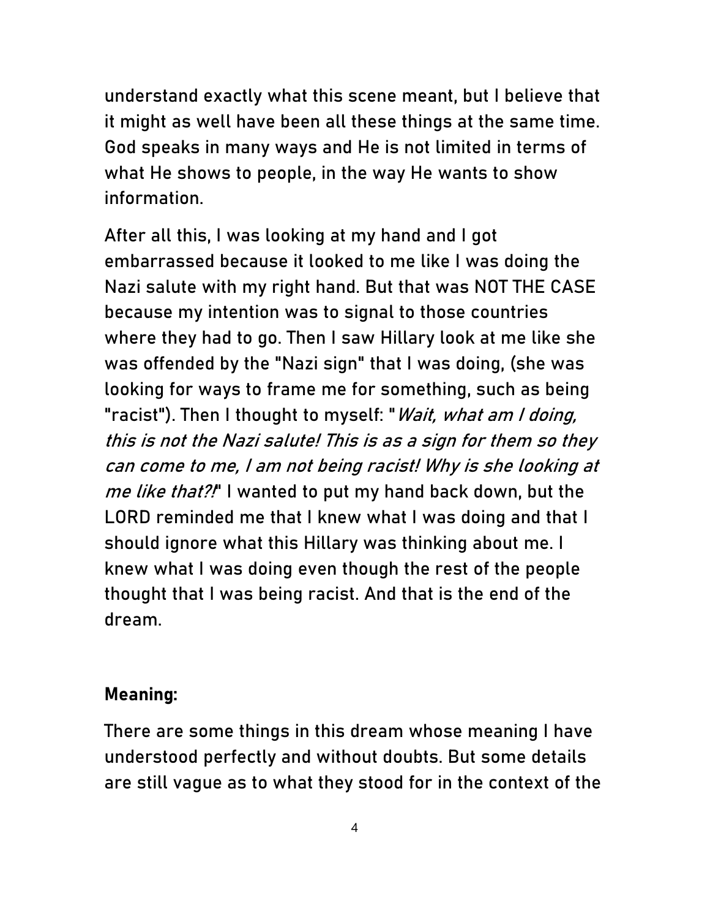understand exactly what this scene meant, but I believe that it might as well have been all these things at the same time. God speaks in many ways and He is not limited in terms of what He shows to people, in the way He wants to show information.

After all this, I was looking at my hand and I got embarrassed because it looked to me like I was doing the Nazi salute with my right hand. But that was NOT THE CASE because my intention was to signal to those countries where they had to go. Then I saw Hillary look at me like she was offended by the "Nazi sign" that I was doing, (she was looking for ways to frame me for something, such as being "racist"). Then I thought to myself: "*Wait, what am I doing, this is not the Nazi salute! This is as a sign for them so they can come to me, I am not being racist! Why is she looking at me like that?!*" I wanted to put my hand back down, but the LORD reminded me that I knew what I was doing and that I should ignore what this Hillary was thinking about me. I knew what I was doing even though the rest of the people thought that I was being racist. And that is the end of the dream.

**Meaning:**

There are some things in this dream whose meaning I have understood perfectly and without doubts. But some details are still vague as to what they stood for in the context of the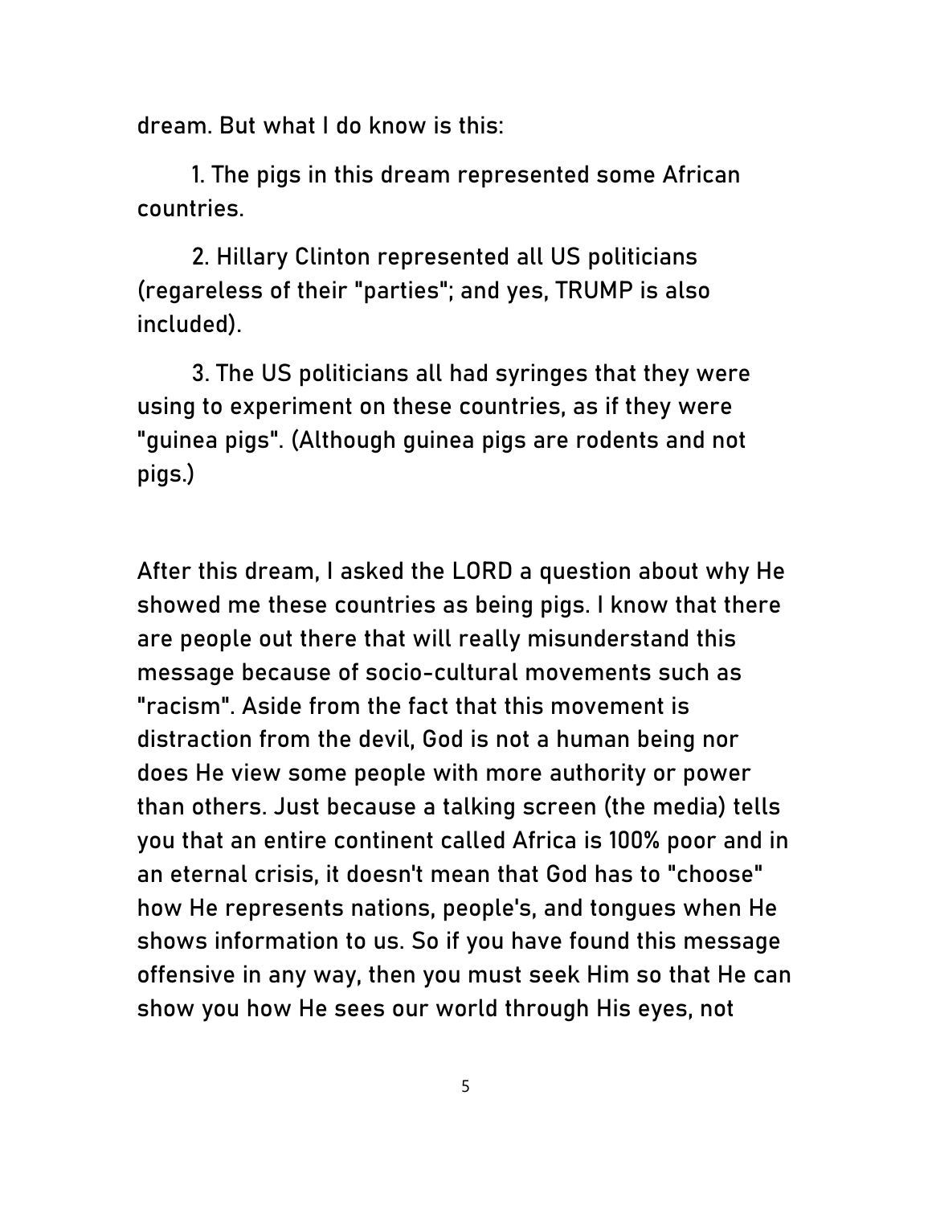dream. But what I do know is this:

1. The pigs in this dream represented some African countries.

2. Hillary Clinton represented all US politicians (regareless of their "parties"; and yes, TRUMP is also included).

3. The US politicians all had syringes that they were using to experiment on these countries, as if they were "guinea pigs". (Although guinea pigs are rodents and not pigs.)

After this dream, I asked the LORD a question about why He showed me these countries as being pigs. I know that there are people out there that will really misunderstand this message because of socio-cultural movements such as "racism". Aside from the fact that this movement is distraction from the devil, God is not a human being nor does He view some people with more authority or power than others. Just because a talking screen (the media) tells you that an entire continent called Africa is 100% poor and in an eternal crisis, it doesn't mean that God has to "choose" how He represents nations, people's, and tongues when He shows information to us. So if you have found this message offensive in any way, then you must seek Him so that He can show you how He sees our world through His eyes, not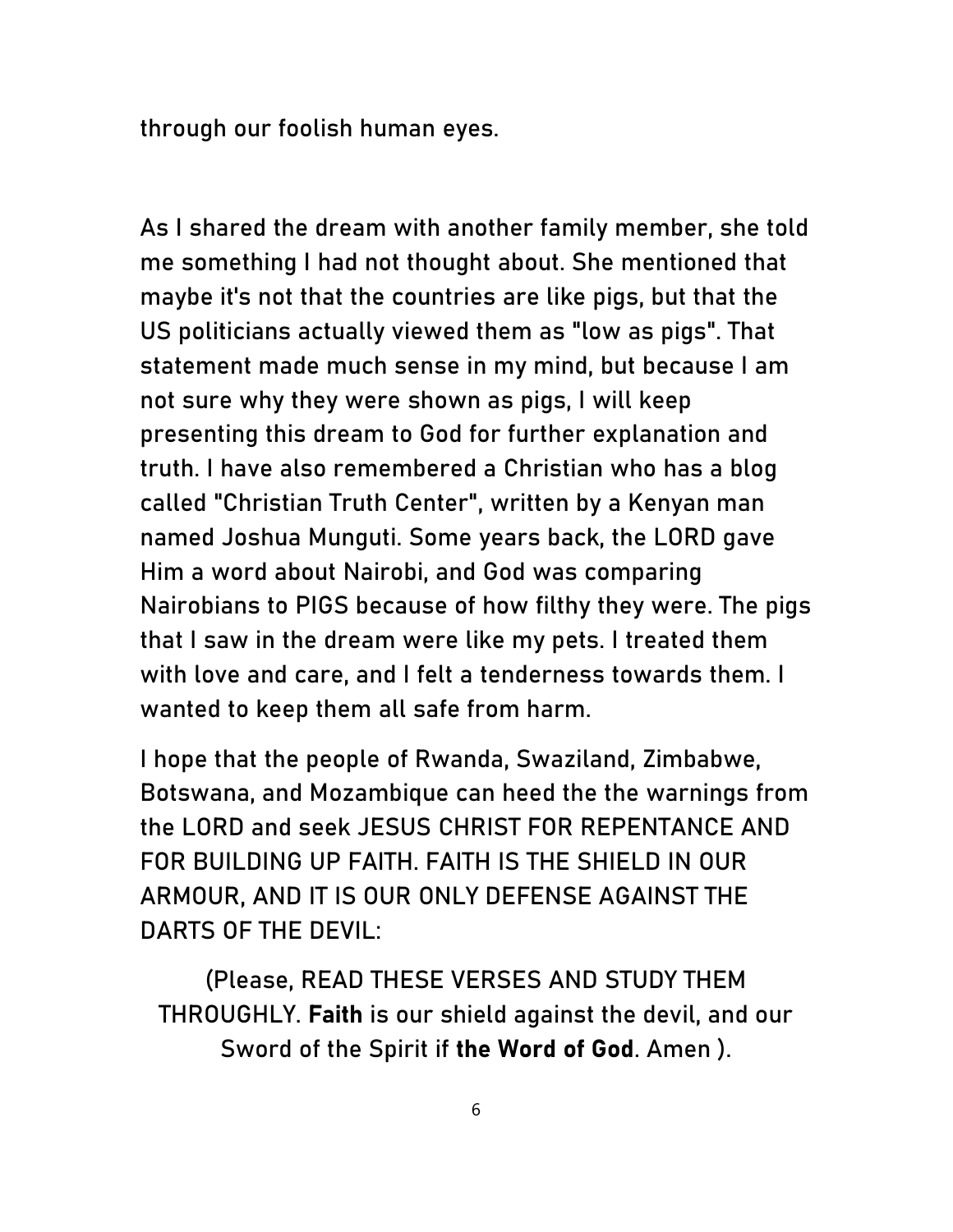through our foolish human eyes.

As I shared the dream with another family member, she told me something I had not thought about. She mentioned that maybe it's not that the countries are like pigs, but that the US politicians actually viewed them as "low as pigs". That statement made much sense in my mind, but because I am not sure why they were shown as pigs, I will keep presenting this dream to God for further explanation and truth. I have also remembered a Christian who has a blog called "Christian Truth Center", written by a Kenyan man named Joshua Munguti. Some years back, the LORD gave Him a word about Nairobi, and God was comparing Nairobians to PIGS because of how filthy they were. The pigs that I saw in the dream were like my pets. I treated them with love and care, and I felt a tenderness towards them. I wanted to keep them all safe from harm.

I hope that the people of Rwanda, Swaziland, Zimbabwe, Botswana, and Mozambique can heed the the warnings from the LORD and seek JESUS CHRIST FOR REPENTANCE AND FOR BUILDING UP FAITH. FAITH IS THE SHIELD IN OUR ARMOUR, AND IT IS OUR ONLY DEFENSE AGAINST THE DARTS OF THE DEVIL:

(Please, READ THESE VERSES AND STUDY THEM THROUGHLY. **Faith** is our shield against the devil, and our Sword of the Spirit if **the Word of God**. Amen ).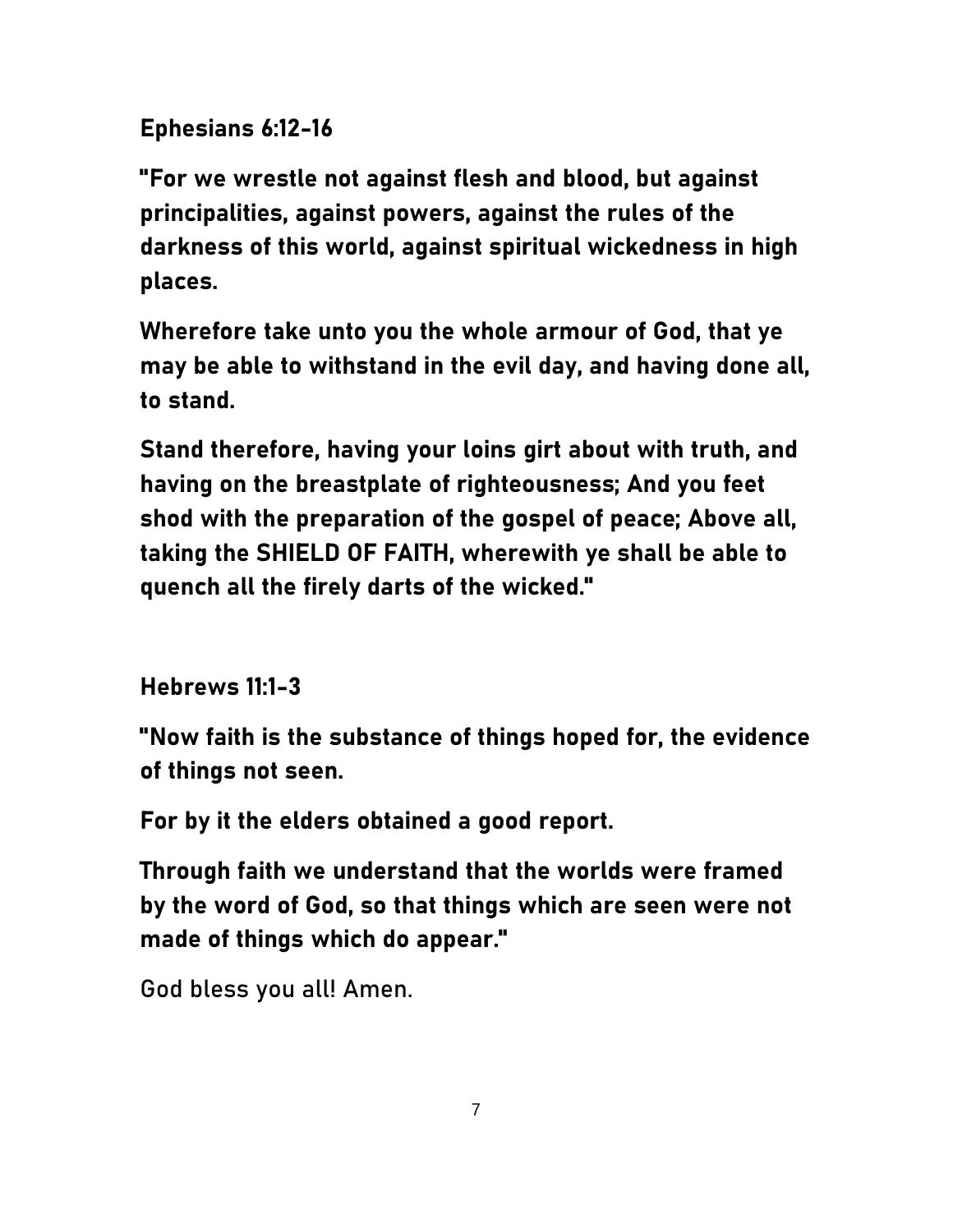**Ephesians 6:12-16**

**"For we wrestle not against flesh and blood, but against principalities, against powers, against the rules of the darkness of this world, against spiritual wickedness in high places.**

**Wherefore take unto you the whole armour of God, that ye may be able to withstand in the evil day, and having done all, to stand.**

**Stand therefore, having your loins girt about with truth, and having on the breastplate of righteousness; And you feet shod with the preparation of the gospel of peace; Above all, taking the SHIELD OF FAITH, wherewith ye shall be able to quench all the firely darts of the wicked."**

**Hebrews 11:1-3**

**"Now faith is the substance of things hoped for, the evidence of things not seen.**

**For by it the elders obtained a good report.**

**Through faith we understand that the worlds were framed by the word of God, so that things which are seen were not made of things which do appear."**

God bless you all! Amen.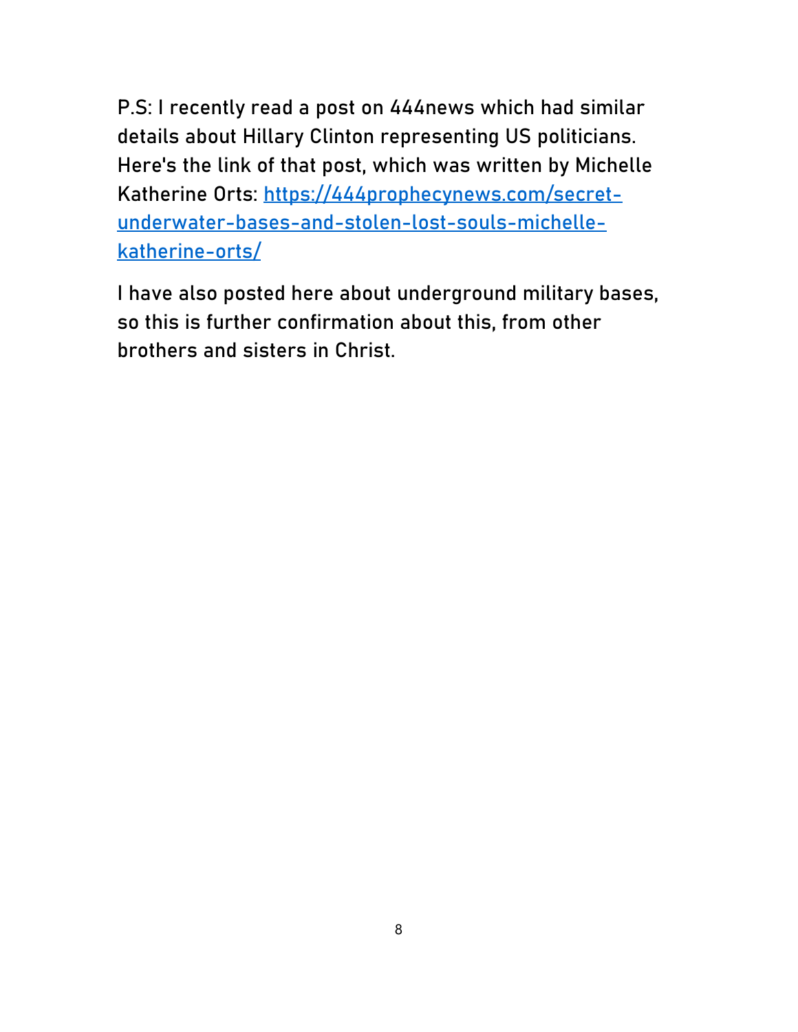P.S: I recently read a post on 444news which had similar details about Hillary Clinton representing US politicians. Here's the link of that post, which was written by Michelle Katherine Orts: [https://444prophecynews.com/secret-underwater-bases-and-stolen-lost-souls-michelle-katherine-orts/](https://444prophecynews.com/secret-underwater-bases-and-stolen-lost-souls-michelle-katherine-orts/)

I have also posted here about underground military bases, so this is further confirmation about this, from other brothers and sisters in Christ.